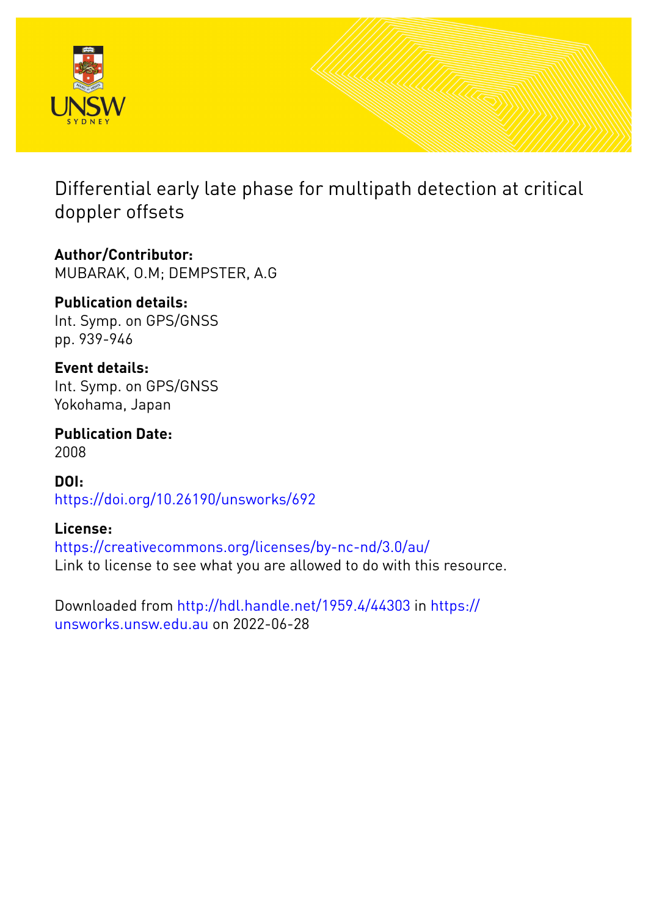# Differential early late phase for multipath detection at critical doppler offsets

**Author/Contributor:**
MUBARAK, O.M; DEMPSTER, A.G

**Publication details:**
Int. Symp. on GPS/GNSS
pp. 939-946

**Event details:**
Int. Symp. on GPS/GNSS
Yokohama, Japan

**Publication Date:**
2008

**DOI:**
https://doi.org/10.26190/unsworks/692

**License:**
https://creativecommons.org/licenses/by-nc-nd/3.0/au/
Link to license to see what you are allowed to do with this resource.

Downloaded from http://hdl.handle.net/1959.4/44303 in https://unsworks.unsw.edu.au on 2022-06-28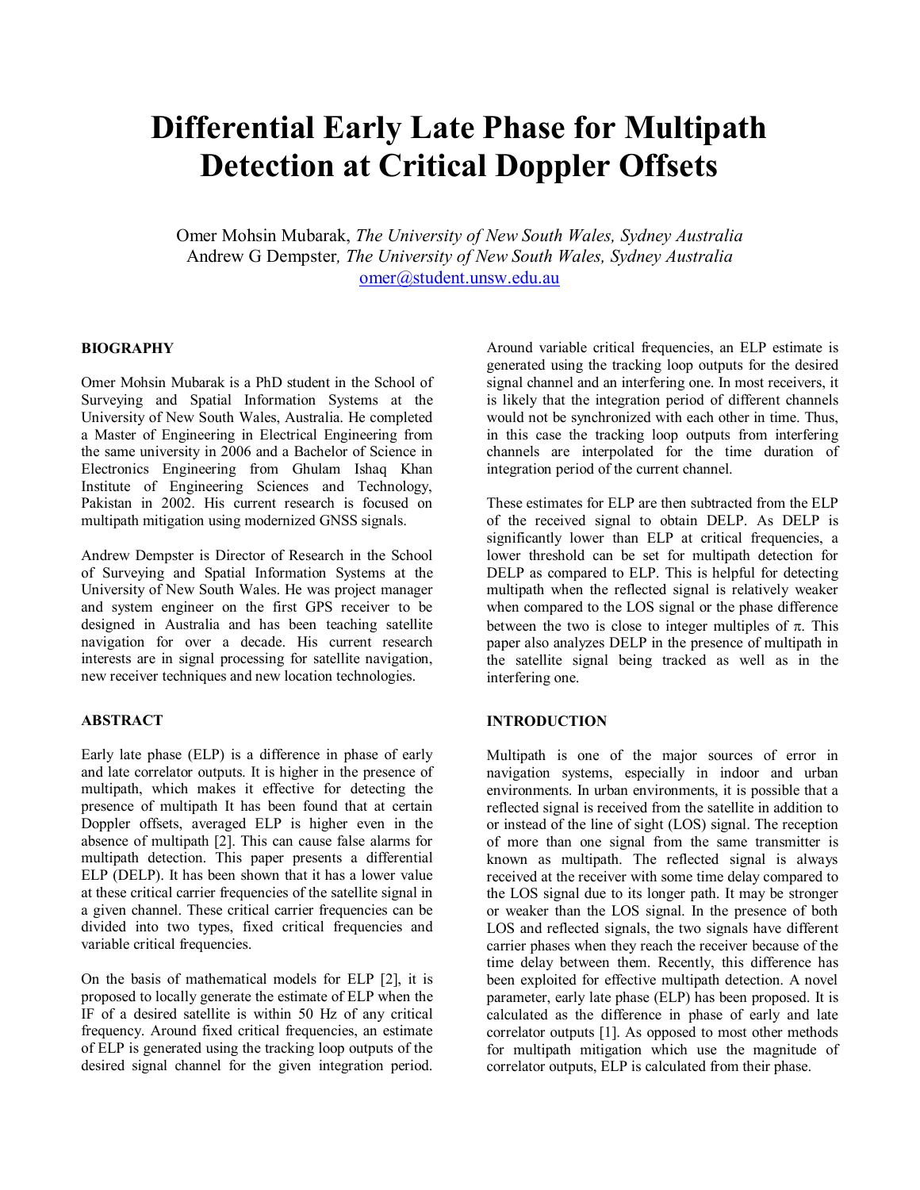# Differential Early Late Phase for Multipath Detection at Critical Doppler Offsets

Omer Mohsin Mubarak, *The University of New South Wales, Sydney Australia*
Andrew G Dempster*, The University of New South Wales, Sydney Australia*
omer@student.unsw.edu.au

## BIOGRAPHY

Omer Mohsin Mubarak is a PhD student in the School of Surveying and Spatial Information Systems at the University of New South Wales, Australia. He completed a Master of Engineering in Electrical Engineering from the same university in 2006 and a Bachelor of Science in Electronics Engineering from Ghulam Ishaq Khan Institute of Engineering Sciences and Technology, Pakistan in 2002. His current research is focused on multipath mitigation using modernized GNSS signals.

Andrew Dempster is Director of Research in the School of Surveying and Spatial Information Systems at the University of New South Wales. He was project manager and system engineer on the first GPS receiver to be designed in Australia and has been teaching satellite navigation for over a decade. His current research interests are in signal processing for satellite navigation, new receiver techniques and new location technologies.

## ABSTRACT

Early late phase (ELP) is a difference in phase of early and late correlator outputs. It is higher in the presence of multipath, which makes it effective for detecting the presence of multipath It has been found that at certain Doppler offsets, averaged ELP is higher even in the absence of multipath [2]. This can cause false alarms for multipath detection. This paper presents a differential ELP (DELP). It has been shown that it has a lower value at these critical carrier frequencies of the satellite signal in a given channel. These critical carrier frequencies can be divided into two types, fixed critical frequencies and variable critical frequencies.

On the basis of mathematical models for ELP [2], it is proposed to locally generate the estimate of ELP when the IF of a desired satellite is within 50 Hz of any critical frequency. Around fixed critical frequencies, an estimate of ELP is generated using the tracking loop outputs of the desired signal channel for the given integration period. Around variable critical frequencies, an ELP estimate is generated using the tracking loop outputs for the desired signal channel and an interfering one. In most receivers, it is likely that the integration period of different channels would not be synchronized with each other in time. Thus, in this case the tracking loop outputs from interfering channels are interpolated for the time duration of integration period of the current channel.

These estimates for ELP are then subtracted from the ELP of the received signal to obtain DELP. As DELP is significantly lower than ELP at critical frequencies, a lower threshold can be set for multipath detection for DELP as compared to ELP. This is helpful for detecting multipath when the reflected signal is relatively weaker when compared to the LOS signal or the phase difference between the two is close to integer multiples of $\pi$. This paper also analyzes DELP in the presence of multipath in the satellite signal being tracked as well as in the interfering one.

## INTRODUCTION

Multipath is one of the major sources of error in navigation systems, especially in indoor and urban environments. In urban environments, it is possible that a reflected signal is received from the satellite in addition to or instead of the line of sight (LOS) signal. The reception of more than one signal from the same transmitter is known as multipath. The reflected signal is always received at the receiver with some time delay compared to the LOS signal due to its longer path. It may be stronger or weaker than the LOS signal. In the presence of both LOS and reflected signals, the two signals have different carrier phases when they reach the receiver because of the time delay between them. Recently, this difference has been exploited for effective multipath detection. A novel parameter, early late phase (ELP) has been proposed. It is calculated as the difference in phase of early and late correlator outputs [1]. As opposed to most other methods for multipath mitigation which use the magnitude of correlator outputs, ELP is calculated from their phase.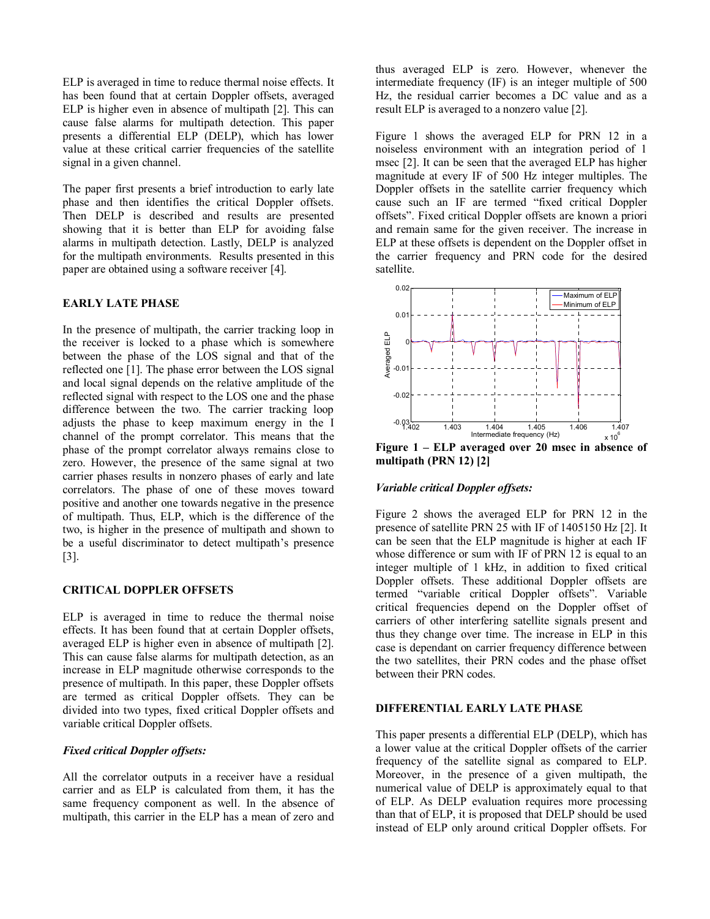ELP is averaged in time to reduce thermal noise effects. It has been found that at certain Doppler offsets, averaged ELP is higher even in absence of multipath [2]. This can cause false alarms for multipath detection. This paper presents a differential ELP (DELP), which has lower value at these critical carrier frequencies of the satellite signal in a given channel.

The paper first presents a brief introduction to early late phase and then identifies the critical Doppler offsets. Then DELP is described and results are presented showing that it is better than ELP for avoiding false alarms in multipath detection. Lastly, DELP is analyzed for the multipath environments. Results presented in this paper are obtained using a software receiver [4].

## EARLY LATE PHASE

In the presence of multipath, the carrier tracking loop in the receiver is locked to a phase which is somewhere between the phase of the LOS signal and that of the reflected one [1]. The phase error between the LOS signal and local signal depends on the relative amplitude of the reflected signal with respect to the LOS one and the phase difference between the two. The carrier tracking loop adjusts the phase to keep maximum energy in the I channel of the prompt correlator. This means that the phase of the prompt correlator always remains close to zero. However, the presence of the same signal at two carrier phases results in nonzero phases of early and late correlators. The phase of one of these moves toward positive and another one towards negative in the presence of multipath. Thus, ELP, which is the difference of the two, is higher in the presence of multipath and shown to be a useful discriminator to detect multipath's presence [3].

## CRITICAL DOPPLER OFFSETS

ELP is averaged in time to reduce the thermal noise effects. It has been found that at certain Doppler offsets, averaged ELP is higher even in absence of multipath [2]. This can cause false alarms for multipath detection, as an increase in ELP magnitude otherwise corresponds to the presence of multipath. In this paper, these Doppler offsets are termed as critical Doppler offsets. They can be divided into two types, fixed critical Doppler offsets and variable critical Doppler offsets.

### *Fixed critical Doppler offsets:*

All the correlator outputs in a receiver have a residual carrier and as ELP is calculated from them, it has the same frequency component as well. In the absence of multipath, this carrier in the ELP has a mean of zero and thus averaged ELP is zero. However, whenever the intermediate frequency (IF) is an integer multiple of 500 Hz, the residual carrier becomes a DC value and as a result ELP is averaged to a nonzero value [2].

Figure 1 shows the averaged ELP for PRN 12 in a noiseless environment with an integration period of 1 msec [2]. It can be seen that the averaged ELP has higher magnitude at every IF of 500 Hz integer multiples. The Doppler offsets in the satellite carrier frequency which cause such an IF are termed "fixed critical Doppler offsets". Fixed critical Doppler offsets are known a priori and remain same for the given receiver. The increase in ELP at these offsets is dependent on the Doppler offset in the carrier frequency and PRN code for the desired satellite.

**Figure 1 – ELP averaged over 20 msec in absence of multipath (PRN 12) [2]**

### *Variable critical Doppler offsets:*

Figure 2 shows the averaged ELP for PRN 12 in the presence of satellite PRN 25 with IF of 1405150 Hz [2]. It can be seen that the ELP magnitude is higher at each IF whose difference or sum with IF of PRN 12 is equal to an integer multiple of 1 kHz, in addition to fixed critical Doppler offsets. These additional Doppler offsets are termed "variable critical Doppler offsets". Variable critical frequencies depend on the Doppler offset of carriers of other interfering satellite signals present and thus they change over time. The increase in ELP in this case is dependant on carrier frequency difference between the two satellites, their PRN codes and the phase offset between their PRN codes.

## DIFFERENTIAL EARLY LATE PHASE

This paper presents a differential ELP (DELP), which has a lower value at the critical Doppler offsets of the carrier frequency of the satellite signal as compared to ELP. Moreover, in the presence of a given multipath, the numerical value of DELP is approximately equal to that of ELP. As DELP evaluation requires more processing than that of ELP, it is proposed that DELP should be used instead of ELP only around critical Doppler offsets. For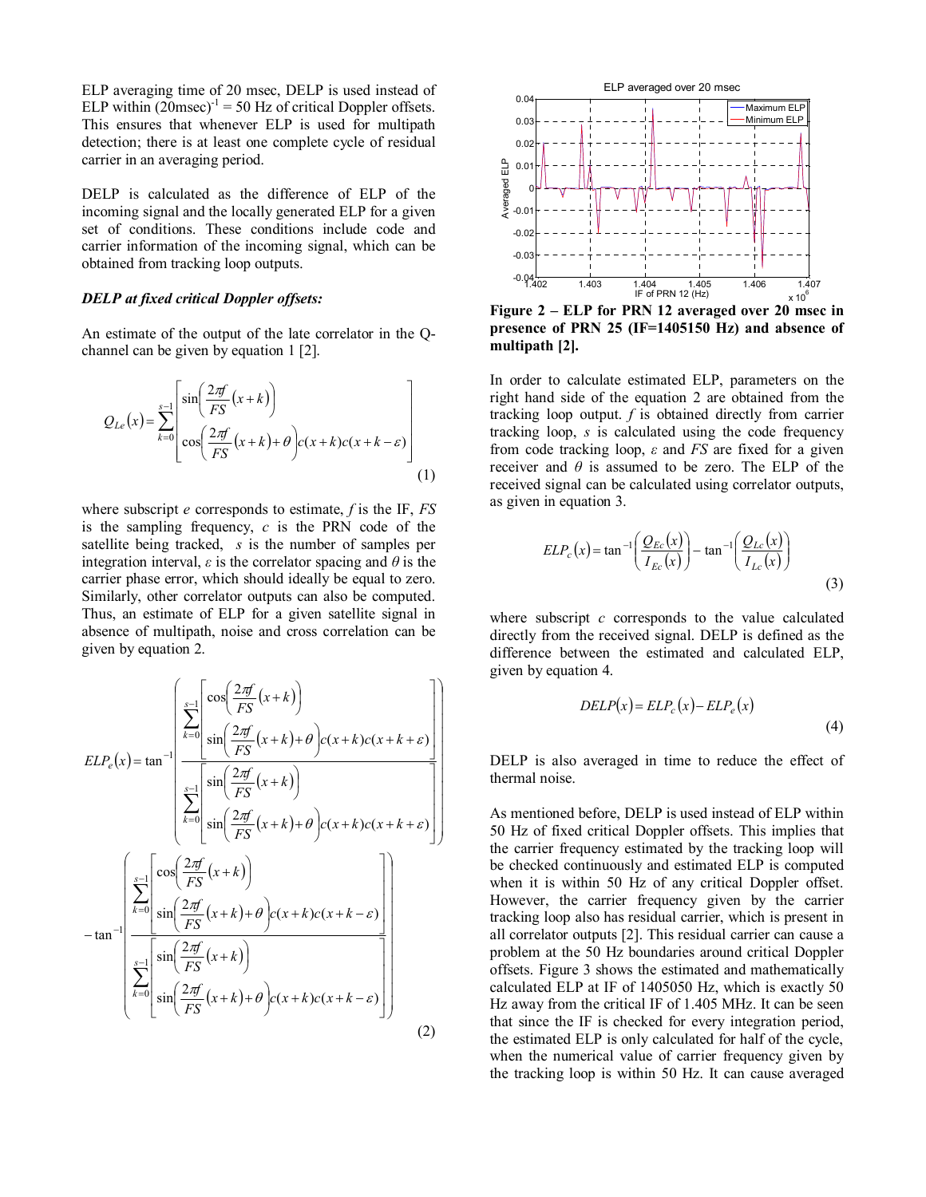ELP averaging time of 20 msec, DELP is used instead of ELP within $(20\text{msec})^{-1} = 50$ Hz of critical Doppler offsets. This ensures that whenever ELP is used for multipath detection; there is at least one complete cycle of residual carrier in an averaging period.

DELP is calculated as the difference of ELP of the incoming signal and the locally generated ELP for a given set of conditions. These conditions include code and carrier information of the incoming signal, which can be obtained from tracking loop outputs.

### *DELP at fixed critical Doppler offsets:*

An estimate of the output of the late correlator in the Q-channel can be given by equation 1 [2].

$$Q_{Le}(x) = \sum_{k=0}^{s-1} \left[ \begin{array}{l} \sin\left(\frac{2\pi f}{FS}(x+k)\right) \\ \cos\left(\frac{2\pi f}{FS}(x+k) + \theta\right) c(x+k)c(x+k-\varepsilon) \end{array} \right] \tag{1}$$

where subscript $e$ corresponds to estimate, $f$ is the IF, $FS$ is the sampling frequency, $c$ is the PRN code of the satellite being tracked, $s$ is the number of samples per integration interval, $\varepsilon$ is the correlator spacing and $\theta$ is the carrier phase error, which should ideally be equal to zero. Similarly, other correlator outputs can also be computed. Thus, an estimate of ELP for a given satellite signal in absence of multipath, noise and cross correlation can be given by equation 2.

$$ELP_e(x) = \tan^{-1}\left( \frac{\sum_{k=0}^{s-1} \left[ \begin{array}{l} \cos\left(\frac{2\pi f}{FS}(x+k)\right) \\ \sin\left(\frac{2\pi f}{FS}(x+k)+\theta\right) c(x+k)c(x+k+\varepsilon) \end{array} \right]}{\sum_{k=0}^{s-1} \left[ \begin{array}{l} \sin\left(\frac{2\pi f}{FS}(x+k)\right) \\ \sin\left(\frac{2\pi f}{FS}(x+k)+\theta\right) c(x+k)c(x+k+\varepsilon) \end{array} \right]} \right) - \tan^{-1}\left( \frac{\sum_{k=0}^{s-1} \left[ \begin{array}{l} \cos\left(\frac{2\pi f}{FS}(x+k)\right) \\ \sin\left(\frac{2\pi f}{FS}(x+k)+\theta\right) c(x+k)c(x+k-\varepsilon) \end{array} \right]}{\sum_{k=0}^{s-1} \left[ \begin{array}{l} \sin\left(\frac{2\pi f}{FS}(x+k)\right) \\ \sin\left(\frac{2\pi f}{FS}(x+k)+\theta\right) c(x+k)c(x+k-\varepsilon) \end{array} \right]} \right) \tag{2}$$

**Figure 2 – ELP for PRN 12 averaged over 20 msec in presence of PRN 25 (IF=1405150 Hz) and absence of multipath [2].**

In order to calculate estimated ELP, parameters on the right hand side of the equation 2 are obtained from the tracking loop output. $f$ is obtained directly from carrier tracking loop, $s$ is calculated using the code frequency from code tracking loop, $\varepsilon$ and $FS$ are fixed for a given receiver and $\theta$ is assumed to be zero. The ELP of the received signal can be calculated using correlator outputs, as given in equation 3.

$$ELP_c(x) = \tan^{-1}\left(\frac{Q_{Ec}(x)}{I_{Ec}(x)}\right) - \tan^{-1}\left(\frac{Q_{Lc}(x)}{I_{Lc}(x)}\right) \tag{3}$$

where subscript $c$ corresponds to the value calculated directly from the received signal. DELP is defined as the difference between the estimated and calculated ELP, given by equation 4.

$$DELP(x) = ELP_c(x) - ELP_e(x) \tag{4}$$

DELP is also averaged in time to reduce the effect of thermal noise.

As mentioned before, DELP is used instead of ELP within 50 Hz of fixed critical Doppler offsets. This implies that the carrier frequency estimated by the tracking loop will be checked continuously and estimated ELP is computed when it is within 50 Hz of any critical Doppler offset. However, the carrier frequency given by the carrier tracking loop also has residual carrier, which is present in all correlator outputs [2]. This residual carrier can cause a problem at the 50 Hz boundaries around critical Doppler offsets. Figure 3 shows the estimated and mathematically calculated ELP at IF of 1405050 Hz, which is exactly 50 Hz away from the critical IF of 1.405 MHz. It can be seen that since the IF is checked for every integration period, the estimated ELP is only calculated for half of the cycle, when the numerical value of carrier frequency given by the tracking loop is within 50 Hz. It can cause averaged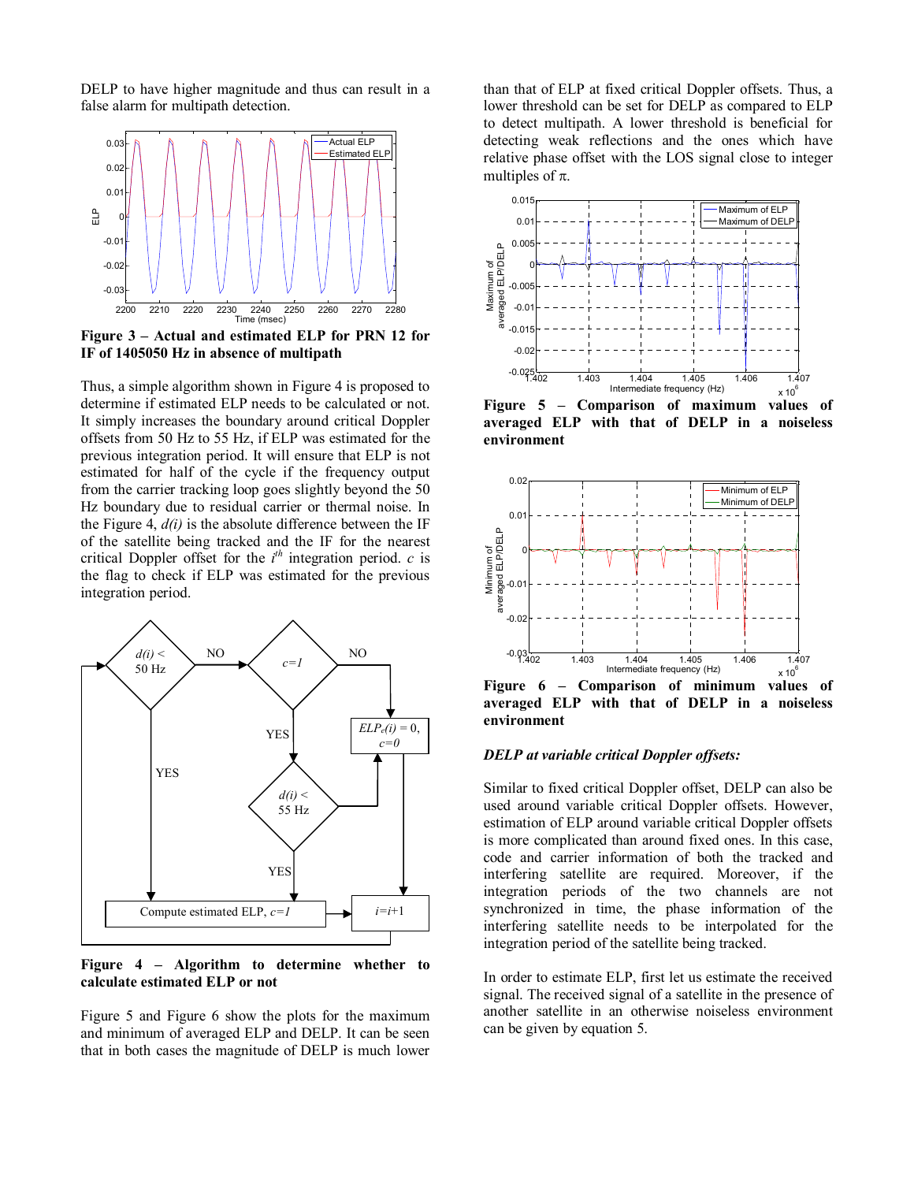DELP to have higher magnitude and thus can result in a false alarm for multipath detection.

**Figure 3 – Actual and estimated ELP for PRN 12 for IF of 1405050 Hz in absence of multipath**

Thus, a simple algorithm shown in Figure 4 is proposed to determine if estimated ELP needs to be calculated or not. It simply increases the boundary around critical Doppler offsets from 50 Hz to 55 Hz, if ELP was estimated for the previous integration period. It will ensure that ELP is not estimated for half of the cycle if the frequency output from the carrier tracking loop goes slightly beyond the 50 Hz boundary due to residual carrier or thermal noise. In the Figure 4, *d(i)* is the absolute difference between the IF of the satellite being tracked and the IF for the nearest critical Doppler offset for the $i^{th}$ integration period. *c* is the flag to check if ELP was estimated for the previous integration period.

**Figure 4 – Algorithm to determine whether to calculate estimated ELP or not**

Figure 5 and Figure 6 show the plots for the maximum and minimum of averaged ELP and DELP. It can be seen that in both cases the magnitude of DELP is much lower than that of ELP at fixed critical Doppler offsets. Thus, a lower threshold can be set for DELP as compared to ELP to detect multipath. A lower threshold is beneficial for detecting weak reflections and the ones which have relative phase offset with the LOS signal close to integer multiples of π.

**Figure 5 – Comparison of maximum values of averaged ELP with that of DELP in a noiseless environment**

**Figure 6 – Comparison of minimum values of averaged ELP with that of DELP in a noiseless environment**

***DELP at variable critical Doppler offsets:***

Similar to fixed critical Doppler offset, DELP can also be used around variable critical Doppler offsets. However, estimation of ELP around variable critical Doppler offsets is more complicated than around fixed ones. In this case, code and carrier information of both the tracked and interfering satellite are required. Moreover, if the integration periods of the two channels are not synchronized in time, the phase information of the interfering satellite needs to be interpolated for the integration period of the satellite being tracked.

In order to estimate ELP, first let us estimate the received signal. The received signal of a satellite in the presence of another satellite in an otherwise noiseless environment can be given by equation 5.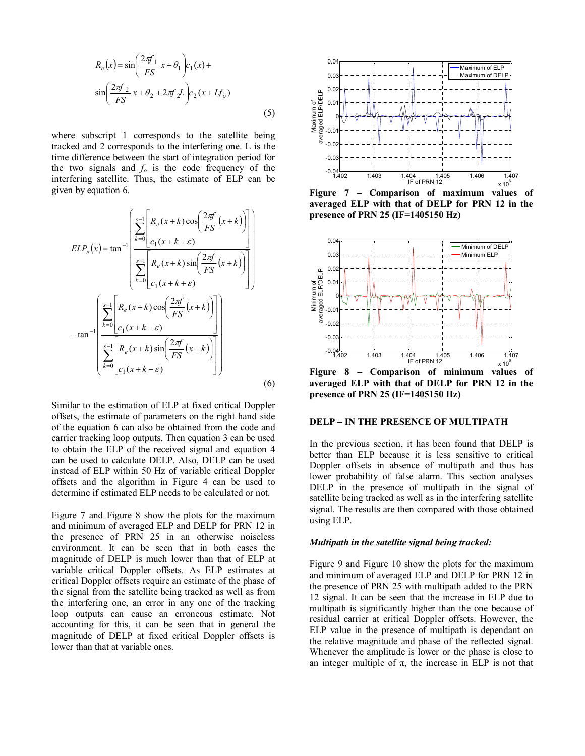$$R_e(x) = \sin\left(\frac{2\pi f_1}{FS}x + \theta_1\right)c_1(x) + \sin\left(\frac{2\pi f_2}{FS}x + \theta_2 + 2\pi f_2 L\right)c_2(x + Lf_o) \tag{5}$$

where subscript 1 corresponds to the satellite being tracked and 2 corresponds to the interfering one. L is the time difference between the start of integration period for the two signals and $f_o$ is the code frequency of the interfering satellite. Thus, the estimate of ELP can be given by equation 6.

$$ELP_e(x) = \tan^{-1}\left(\frac{\sum_{k=0}^{s-1}\left[\dfrac{R_e(x+k)\cos\left(\frac{2\pi f}{FS}(x+k)\right)}{c_1(x+k+\varepsilon)}\right]}{\sum_{k=0}^{s-1}\left[\dfrac{R_e(x+k)\sin\left(\frac{2\pi f}{FS}(x+k)\right)}{c_1(x+k+\varepsilon)}\right]}\right) - \tan^{-1}\left(\frac{\sum_{k=0}^{s-1}\left[\dfrac{R_e(x+k)\cos\left(\frac{2\pi f}{FS}(x+k)\right)}{c_1(x+k-\varepsilon)}\right]}{\sum_{k=0}^{s-1}\left[\dfrac{R_e(x+k)\sin\left(\frac{2\pi f}{FS}(x+k)\right)}{c_1(x+k-\varepsilon)}\right]}\right) \tag{6}$$

Similar to the estimation of ELP at fixed critical Doppler offsets, the estimate of parameters on the right hand side of the equation 6 can also be obtained from the code and carrier tracking loop outputs. Then equation 3 can be used to obtain the ELP of the received signal and equation 4 can be used to calculate DELP. Also, DELP can be used instead of ELP within 50 Hz of variable critical Doppler offsets and the algorithm in Figure 4 can be used to determine if estimated ELP needs to be calculated or not.

Figure 7 and Figure 8 show the plots for the maximum and minimum of averaged ELP and DELP for PRN 12 in the presence of PRN 25 in an otherwise noiseless environment. It can be seen that in both cases the magnitude of DELP is much lower than that of ELP at variable critical Doppler offsets. As ELP estimates at critical Doppler offsets require an estimate of the phase of the signal from the satellite being tracked as well as from the interfering one, an error in any one of the tracking loop outputs can cause an erroneous estimate. Not accounting for this, it can be seen that in general the magnitude of DELP at fixed critical Doppler offsets is lower than that at variable ones.

**Figure 7 – Comparison of maximum values of averaged ELP with that of DELP for PRN 12 in the presence of PRN 25 (IF=1405150 Hz)**

**Figure 8 – Comparison of minimum values of averaged ELP with that of DELP for PRN 12 in the presence of PRN 25 (IF=1405150 Hz)**

## DELP – IN THE PRESENCE OF MULTIPATH

In the previous section, it has been found that DELP is better than ELP because it is less sensitive to critical Doppler offsets in absence of multipath and thus has lower probability of false alarm. This section analyses DELP in the presence of multipath in the signal of satellite being tracked as well as in the interfering satellite signal. The results are then compared with those obtained using ELP.

### *Multipath in the satellite signal being tracked:*

Figure 9 and Figure 10 show the plots for the maximum and minimum of averaged ELP and DELP for PRN 12 in the presence of PRN 25 with multipath added to the PRN 12 signal. It can be seen that the increase in ELP due to multipath is significantly higher than the one because of residual carrier at critical Doppler offsets. However, the ELP value in the presence of multipath is dependant on the relative magnitude and phase of the reflected signal. Whenever the amplitude is lower or the phase is close to an integer multiple of $\pi$, the increase in ELP is not that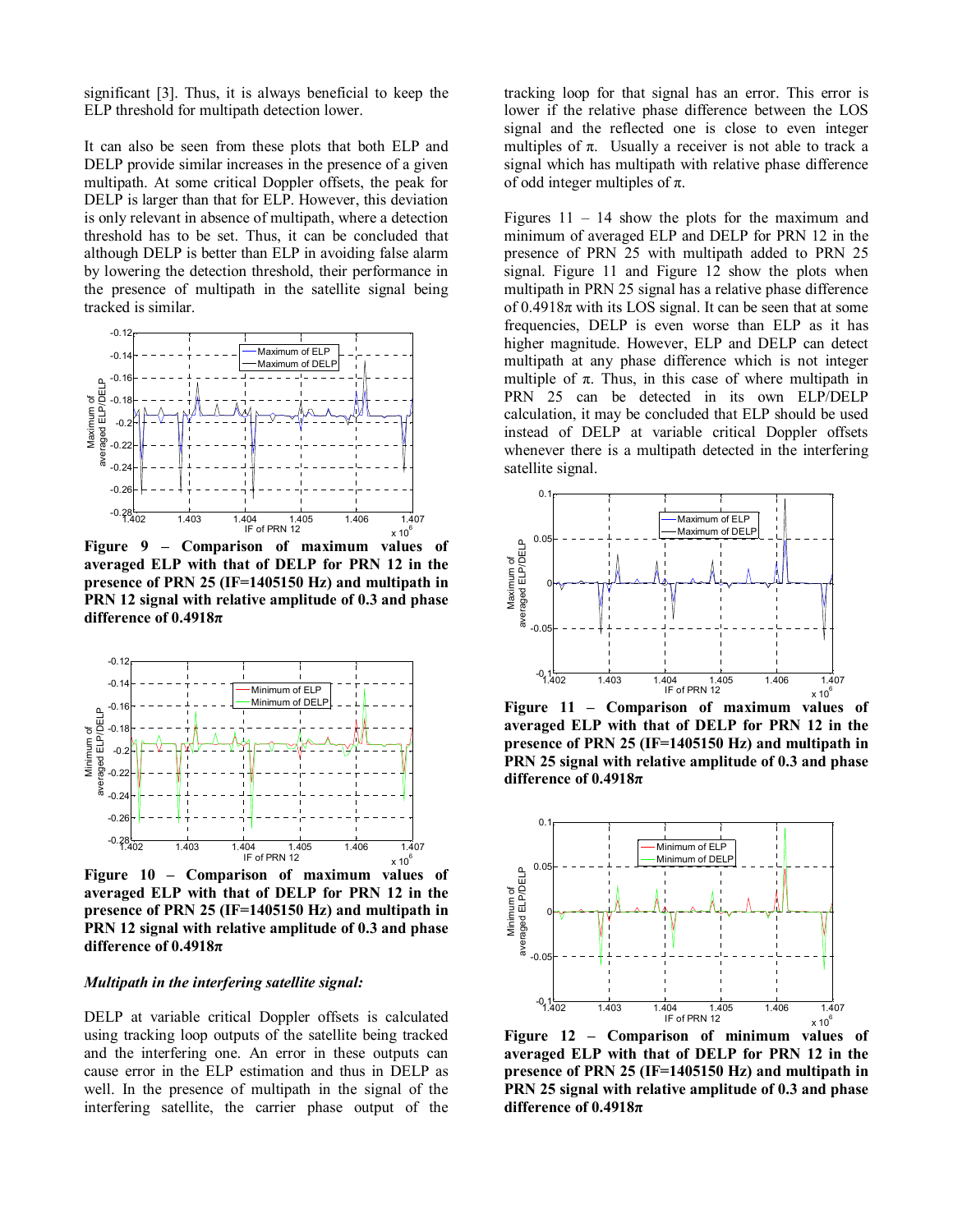significant [3]. Thus, it is always beneficial to keep the ELP threshold for multipath detection lower.

It can also be seen from these plots that both ELP and DELP provide similar increases in the presence of a given multipath. At some critical Doppler offsets, the peak for DELP is larger than that for ELP. However, this deviation is only relevant in absence of multipath, where a detection threshold has to be set. Thus, it can be concluded that although DELP is better than ELP in avoiding false alarm by lowering the detection threshold, their performance in the presence of multipath in the satellite signal being tracked is similar.

**Figure 9 – Comparison of maximum values of averaged ELP with that of DELP for PRN 12 in the presence of PRN 25 (IF=1405150 Hz) and multipath in PRN 12 signal with relative amplitude of 0.3 and phase difference of 0.4918π**

**Figure 10 – Comparison of maximum values of averaged ELP with that of DELP for PRN 12 in the presence of PRN 25 (IF=1405150 Hz) and multipath in PRN 12 signal with relative amplitude of 0.3 and phase difference of 0.4918π**

*Multipath in the interfering satellite signal:*

DELP at variable critical Doppler offsets is calculated using tracking loop outputs of the satellite being tracked and the interfering one. An error in these outputs can cause error in the ELP estimation and thus in DELP as well. In the presence of multipath in the signal of the interfering satellite, the carrier phase output of the tracking loop for that signal has an error. This error is lower if the relative phase difference between the LOS signal and the reflected one is close to even integer multiples of π. Usually a receiver is not able to track a signal which has multipath with relative phase difference of odd integer multiples of π.

Figures 11 – 14 show the plots for the maximum and minimum of averaged ELP and DELP for PRN 12 in the presence of PRN 25 with multipath added to PRN 25 signal. Figure 11 and Figure 12 show the plots when multipath in PRN 25 signal has a relative phase difference of 0.4918π with its LOS signal. It can be seen that at some frequencies, DELP is even worse than ELP as it has higher magnitude. However, ELP and DELP can detect multipath at any phase difference which is not integer multiple of π. Thus, in this case of where multipath in PRN 25 can be detected in its own ELP/DELP calculation, it may be concluded that ELP should be used instead of DELP at variable critical Doppler offsets whenever there is a multipath detected in the interfering satellite signal.

**Figure 11 – Comparison of maximum values of averaged ELP with that of DELP for PRN 12 in the presence of PRN 25 (IF=1405150 Hz) and multipath in PRN 25 signal with relative amplitude of 0.3 and phase difference of 0.4918π**

**Figure 12 – Comparison of minimum values of averaged ELP with that of DELP for PRN 12 in the presence of PRN 25 (IF=1405150 Hz) and multipath in PRN 25 signal with relative amplitude of 0.3 and phase difference of 0.4918π**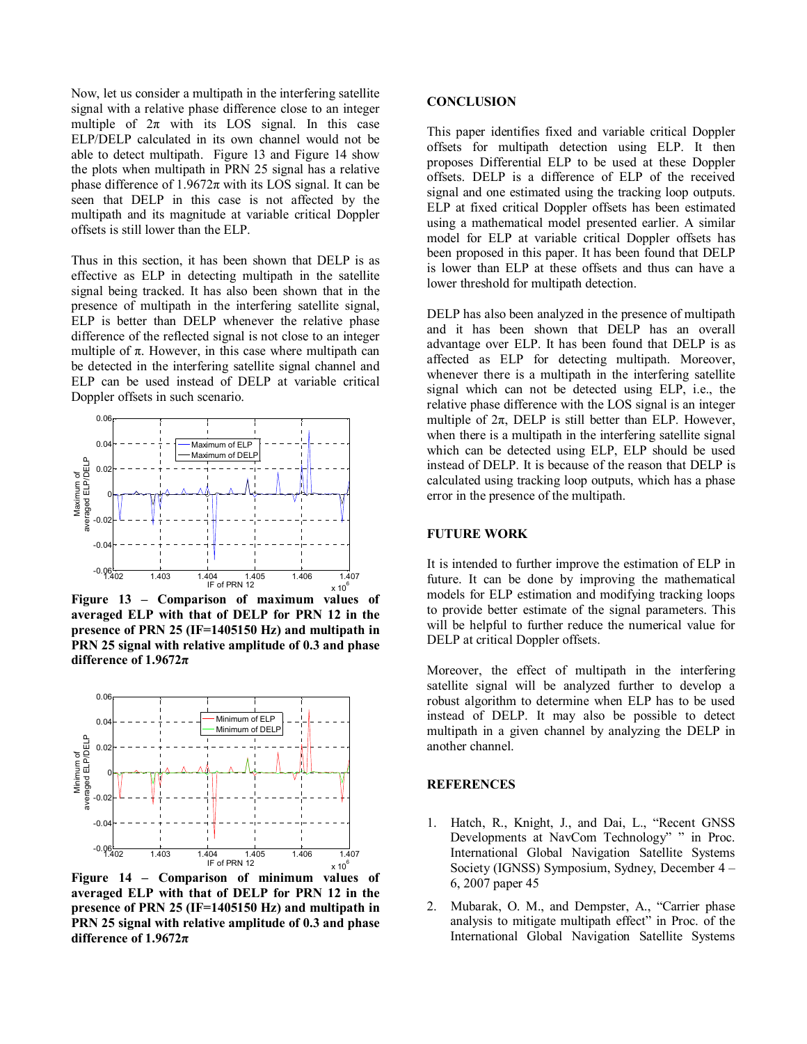Now, let us consider a multipath in the interfering satellite signal with a relative phase difference close to an integer multiple of $2\pi$ with its LOS signal. In this case ELP/DELP calculated in its own channel would not be able to detect multipath. Figure 13 and Figure 14 show the plots when multipath in PRN 25 signal has a relative phase difference of $1.9672\pi$ with its LOS signal. It can be seen that DELP in this case is not affected by the multipath and its magnitude at variable critical Doppler offsets is still lower than the ELP.

Thus in this section, it has been shown that DELP is as effective as ELP in detecting multipath in the satellite signal being tracked. It has also been shown that in the presence of multipath in the interfering satellite signal, ELP is better than DELP whenever the relative phase difference of the reflected signal is not close to an integer multiple of $\pi$. However, in this case where multipath can be detected in the interfering satellite signal channel and ELP can be used instead of DELP at variable critical Doppler offsets in such scenario.

**Figure 13 – Comparison of maximum values of averaged ELP with that of DELP for PRN 12 in the presence of PRN 25 (IF=1405150 Hz) and multipath in PRN 25 signal with relative amplitude of 0.3 and phase difference of $1.9672\pi$**

**Figure 14 – Comparison of minimum values of averaged ELP with that of DELP for PRN 12 in the presence of PRN 25 (IF=1405150 Hz) and multipath in PRN 25 signal with relative amplitude of 0.3 and phase difference of $1.9672\pi$**

## CONCLUSION

This paper identifies fixed and variable critical Doppler offsets for multipath detection using ELP. It then proposes Differential ELP to be used at these Doppler offsets. DELP is a difference of ELP of the received signal and one estimated using the tracking loop outputs. ELP at fixed critical Doppler offsets has been estimated using a mathematical model presented earlier. A similar model for ELP at variable critical Doppler offsets has been proposed in this paper. It has been found that DELP is lower than ELP at these offsets and thus can have a lower threshold for multipath detection.

DELP has also been analyzed in the presence of multipath and it has been shown that DELP has an overall advantage over ELP. It has been found that DELP is as affected as ELP for detecting multipath. Moreover, whenever there is a multipath in the interfering satellite signal which can not be detected using ELP, i.e., the relative phase difference with the LOS signal is an integer multiple of $2\pi$, DELP is still better than ELP. However, when there is a multipath in the interfering satellite signal which can be detected using ELP, ELP should be used instead of DELP. It is because of the reason that DELP is calculated using tracking loop outputs, which has a phase error in the presence of the multipath.

## FUTURE WORK

It is intended to further improve the estimation of ELP in future. It can be done by improving the mathematical models for ELP estimation and modifying tracking loops to provide better estimate of the signal parameters. This will be helpful to further reduce the numerical value for DELP at critical Doppler offsets.

Moreover, the effect of multipath in the interfering satellite signal will be analyzed further to develop a robust algorithm to determine when ELP has to be used instead of DELP. It may also be possible to detect multipath in a given channel by analyzing the DELP in another channel.

## REFERENCES

1. Hatch, R., Knight, J., and Dai, L., "Recent GNSS Developments at NavCom Technology" " in Proc. International Global Navigation Satellite Systems Society (IGNSS) Symposium, Sydney, December 4 – 6, 2007 paper 45
2. Mubarak, O. M., and Dempster, A., "Carrier phase analysis to mitigate multipath effect" in Proc. of the International Global Navigation Satellite Systems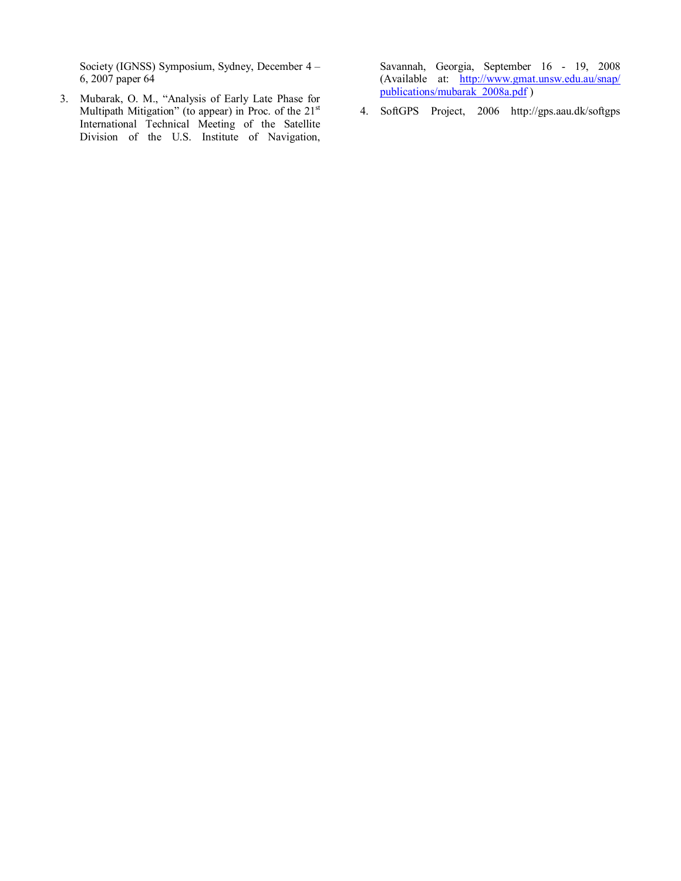Society (IGNSS) Symposium, Sydney, December 4 – 6, 2007 paper 64

3. Mubarak, O. M., "Analysis of Early Late Phase for Multipath Mitigation" (to appear) in Proc. of the 21st International Technical Meeting of the Satellite Division of the U.S. Institute of Navigation, Savannah, Georgia, September 16 - 19, 2008 (Available at: http://www.gmat.unsw.edu.au/snap/publications/mubarak_2008a.pdf )

4. SoftGPS Project, 2006 http://gps.aau.dk/softgps